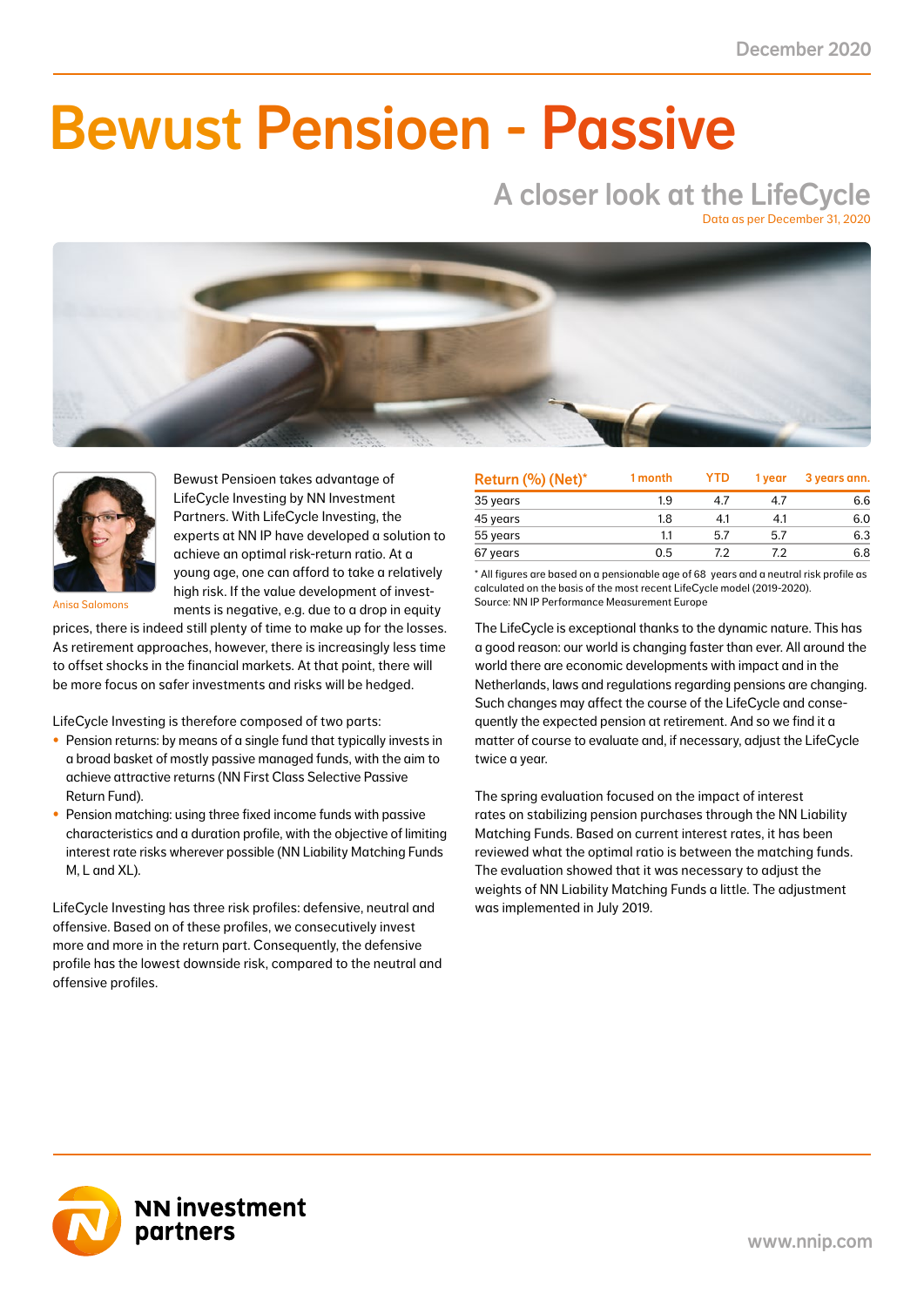December 2020

# Bewust Pensioen - Passive

## A closer look at the LifeCycle

Data as per December 31, 2020

Anisa Salomons

Bewust Pensioen takes advantage of LifeCycle Investing by NN Investment Partners. With LifeCycle Investing, the experts at NN IP have developed a solution to achieve an optimal risk-return ratio. At a young age, one can afford to take a relatively high risk. If the value development of investments is negative, e.g. due to a drop in equity prices, there is indeed still plenty of time to make up for the losses. As retirement approaches, however, there is increasingly less time to offset shocks in the financial markets. At that point, there will be more focus on safer investments and risks will be hedged.

LifeCycle Investing is therefore composed of two parts:

- Pension returns: by means of a single fund that typically invests in a broad basket of mostly passive managed funds, with the aim to achieve attractive returns (NN First Class Selective Passive Return Fund).
- Pension matching: using three fixed income funds with passive characteristics and a duration profile, with the objective of limiting interest rate risks wherever possible (NN Liability Matching Funds M, L and XL).

LifeCycle Investing has three risk profiles: defensive, neutral and offensive. Based on of these profiles, we consecutively invest more and more in the return part. Consequently, the defensive profile has the lowest downside risk, compared to the neutral and offensive profiles.

| Return (%) (Net)* | 1 month | YTD | 1 year | 3 years ann. |
|---|---|---|---|---|
| 35 years | 1.9 | 4.7 | 4.7 | 6.6 |
| 45 years | 1.8 | 4.1 | 4.1 | 6.0 |
| 55 years | 1.1 | 5.7 | 5.7 | 6.3 |
| 67 years | 0.5 | 7.2 | 7.2 | 6.8 |

* All figures are based on a pensionable age of 68 years and a neutral risk profile as calculated on the basis of the most recent LifeCycle model (2019-2020).
Source: NN IP Performance Measurement Europe

The LifeCycle is exceptional thanks to the dynamic nature. This has a good reason: our world is changing faster than ever. All around the world there are economic developments with impact and in the Netherlands, laws and regulations regarding pensions are changing. Such changes may affect the course of the LifeCycle and consequently the expected pension at retirement. And so we find it a matter of course to evaluate and, if necessary, adjust the LifeCycle twice a year.

The spring evaluation focused on the impact of interest rates on stabilizing pension purchases through the NN Liability Matching Funds. Based on current interest rates, it has been reviewed what the optimal ratio is between the matching funds. The evaluation showed that it was necessary to adjust the weights of NN Liability Matching Funds a little. The adjustment was implemented in July 2019.

NN investment partners

www.nnip.com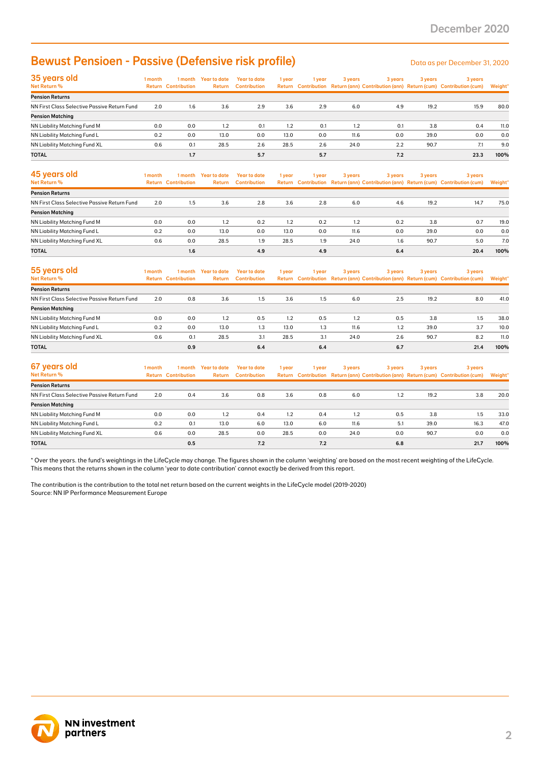## Bewust Pensioen - Passive (Defensive risk profile)

Data as per December 31, 2020

| 35 years old<br>Net Return % | 1 month Return | 1 month Contribution | Year to date Return | Year to date Contribution | 1 year Return | 1 year Contribution | 3 years Return (ann) | 3 years Contribution (ann) | 3 years Return (cum) | 3 years Contribution (cum) | Weight* |
|---|---|---|---|---|---|---|---|---|---|---|---|
| **Pension Returns** | | | | | | | | | | | |
| NN First Class Selective Passive Return Fund | 2.0 | 1.6 | 3.6 | 2.9 | 3.6 | 2.9 | 6.0 | 4.9 | 19.2 | 15.9 | 80.0 |
| **Pension Matching** | | | | | | | | | | | |
| NN Liability Matching Fund M | 0.0 | 0.0 | 1.2 | 0.1 | 1.2 | 0.1 | 1.2 | 0.1 | 3.8 | 0.4 | 11.0 |
| NN Liability Matching Fund L | 0.2 | 0.0 | 13.0 | 0.0 | 13.0 | 0.0 | 11.6 | 0.0 | 39.0 | 0.0 | 0.0 |
| NN Liability Matching Fund XL | 0.6 | 0.1 | 28.5 | 2.6 | 28.5 | 2.6 | 24.0 | 2.2 | 90.7 | 7.1 | 9.0 |
| **TOTAL** | | **1.7** | | **5.7** | | **5.7** | | **7.2** | | **23.3** | **100%** |

| 45 years old<br>Net Return % | 1 month Return | 1 month Contribution | Year to date Return | Year to date Contribution | 1 year Return | 1 year Contribution | 3 years Return (ann) | 3 years Contribution (ann) | 3 years Return (cum) | 3 years Contribution (cum) | Weight* |
|---|---|---|---|---|---|---|---|---|---|---|---|
| **Pension Returns** | | | | | | | | | | | |
| NN First Class Selective Passive Return Fund | 2.0 | 1.5 | 3.6 | 2.8 | 3.6 | 2.8 | 6.0 | 4.6 | 19.2 | 14.7 | 75.0 |
| **Pension Matching** | | | | | | | | | | | |
| NN Liability Matching Fund M | 0.0 | 0.0 | 1.2 | 0.2 | 1.2 | 0.2 | 1.2 | 0.2 | 3.8 | 0.7 | 19.0 |
| NN Liability Matching Fund L | 0.2 | 0.0 | 13.0 | 0.0 | 13.0 | 0.0 | 11.6 | 0.0 | 39.0 | 0.0 | 0.0 |
| NN Liability Matching Fund XL | 0.6 | 0.0 | 28.5 | 1.9 | 28.5 | 1.9 | 24.0 | 1.6 | 90.7 | 5.0 | 7.0 |
| **TOTAL** | | **1.6** | | **4.9** | | **4.9** | | **6.4** | | **20.4** | **100%** |

| 55 years old<br>Net Return % | 1 month Return | 1 month Contribution | Year to date Return | Year to date Contribution | 1 year Return | 1 year Contribution | 3 years Return (ann) | 3 years Contribution (ann) | 3 years Return (cum) | 3 years Contribution (cum) | Weight* |
|---|---|---|---|---|---|---|---|---|---|---|---|
| **Pension Returns** | | | | | | | | | | | |
| NN First Class Selective Passive Return Fund | 2.0 | 0.8 | 3.6 | 1.5 | 3.6 | 1.5 | 6.0 | 2.5 | 19.2 | 8.0 | 41.0 |
| **Pension Matching** | | | | | | | | | | | |
| NN Liability Matching Fund M | 0.0 | 0.0 | 1.2 | 0.5 | 1.2 | 0.5 | 1.2 | 0.5 | 3.8 | 1.5 | 38.0 |
| NN Liability Matching Fund L | 0.2 | 0.0 | 13.0 | 1.3 | 13.0 | 1.3 | 11.6 | 1.2 | 39.0 | 3.7 | 10.0 |
| NN Liability Matching Fund XL | 0.6 | 0.1 | 28.5 | 3.1 | 28.5 | 3.1 | 24.0 | 2.6 | 90.7 | 8.2 | 11.0 |
| **TOTAL** | | **0.9** | | **6.4** | | **6.4** | | **6.7** | | **21.4** | **100%** |

| 67 years old<br>Net Return % | 1 month Return | 1 month Contribution | Year to date Return | Year to date Contribution | 1 year Return | 1 year Contribution | 3 years Return (ann) | 3 years Contribution (ann) | 3 years Return (cum) | 3 years Contribution (cum) | Weight* |
|---|---|---|---|---|---|---|---|---|---|---|---|
| **Pension Returns** | | | | | | | | | | | |
| NN First Class Selective Passive Return Fund | 2.0 | 0.4 | 3.6 | 0.8 | 3.6 | 0.8 | 6.0 | 1.2 | 19.2 | 3.8 | 20.0 |
| **Pension Matching** | | | | | | | | | | | |
| NN Liability Matching Fund M | 0.0 | 0.0 | 1.2 | 0.4 | 1.2 | 0.4 | 1.2 | 0.5 | 3.8 | 1.5 | 33.0 |
| NN Liability Matching Fund L | 0.2 | 0.1 | 13.0 | 6.0 | 13.0 | 6.0 | 11.6 | 5.1 | 39.0 | 16.3 | 47.0 |
| NN Liability Matching Fund XL | 0.6 | 0.0 | 28.5 | 0.0 | 28.5 | 0.0 | 24.0 | 0.0 | 90.7 | 0.0 | 0.0 |
| **TOTAL** | | **0.5** | | **7.2** | | **7.2** | | **6.8** | | **21.7** | **100%** |

* Over the years. the fund's weightings in the LifeCycle may change. The figures shown in the column 'weighting' are based on the most recent weighting of the LifeCycle. This means that the returns shown in the column 'year to date contribution' cannot exactly be derived from this report.

The contribution is the contribution to the total net return based on the current weights in the LifeCycle model (2019-2020)
Source: NN IP Performance Measurement Europe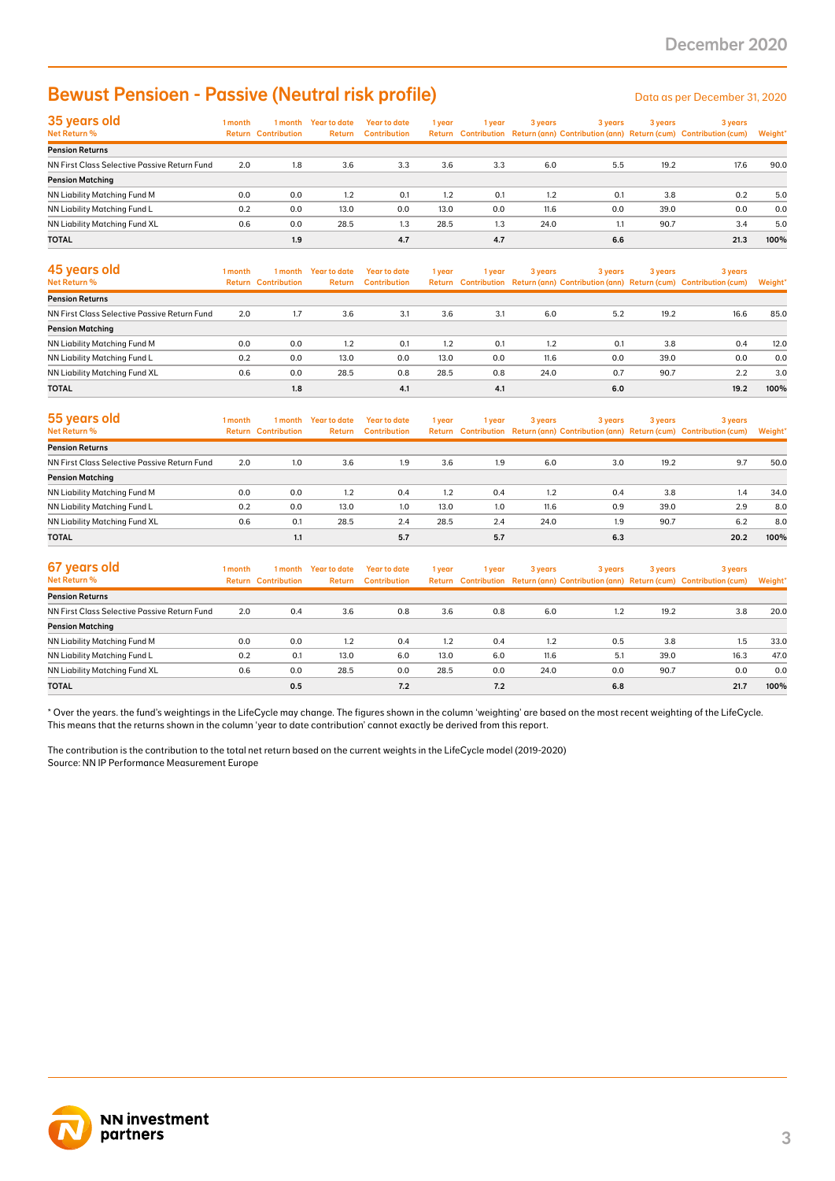# Bewust Pensioen - Passive (Neutral risk profile)

Data as per December 31, 2020

| 35 years old<br>Net Return % | 1 month Return | 1 month Contribution | Year to date Return | Year to date Contribution | 1 year Return | 1 year Contribution | 3 years Return (ann) | 3 years Contribution (ann) | 3 years Return (cum) | 3 years Contribution (cum) | Weight* |
|---|---|---|---|---|---|---|---|---|---|---|---|
| **Pension Returns** | | | | | | | | | | | |
| NN First Class Selective Passive Return Fund | 2.0 | 1.8 | 3.6 | 3.3 | 3.6 | 3.3 | 6.0 | 5.5 | 19.2 | 17.6 | 90.0 |
| **Pension Matching** | | | | | | | | | | | |
| NN Liability Matching Fund M | 0.0 | 0.0 | 1.2 | 0.1 | 1.2 | 0.1 | 1.2 | 0.1 | 3.8 | 0.2 | 5.0 |
| NN Liability Matching Fund L | 0.2 | 0.0 | 13.0 | 0.0 | 13.0 | 0.0 | 11.6 | 0.0 | 39.0 | 0.0 | 0.0 |
| NN Liability Matching Fund XL | 0.6 | 0.0 | 28.5 | 1.3 | 28.5 | 1.3 | 24.0 | 1.1 | 90.7 | 3.4 | 5.0 |
| **TOTAL** | | **1.9** | | **4.7** | | **4.7** | | **6.6** | | **21.3** | **100%** |

| 45 years old<br>Net Return % | 1 month Return | 1 month Contribution | Year to date Return | Year to date Contribution | 1 year Return | 1 year Contribution | 3 years Return (ann) | 3 years Contribution (ann) | 3 years Return (cum) | 3 years Contribution (cum) | Weight* |
|---|---|---|---|---|---|---|---|---|---|---|---|
| **Pension Returns** | | | | | | | | | | | |
| NN First Class Selective Passive Return Fund | 2.0 | 1.7 | 3.6 | 3.1 | 3.6 | 3.1 | 6.0 | 5.2 | 19.2 | 16.6 | 85.0 |
| **Pension Matching** | | | | | | | | | | | |
| NN Liability Matching Fund M | 0.0 | 0.0 | 1.2 | 0.1 | 1.2 | 0.1 | 1.2 | 0.1 | 3.8 | 0.4 | 12.0 |
| NN Liability Matching Fund L | 0.2 | 0.0 | 13.0 | 0.0 | 13.0 | 0.0 | 11.6 | 0.0 | 39.0 | 0.0 | 0.0 |
| NN Liability Matching Fund XL | 0.6 | 0.0 | 28.5 | 0.8 | 28.5 | 0.8 | 24.0 | 0.7 | 90.7 | 2.2 | 3.0 |
| **TOTAL** | | **1.8** | | **4.1** | | **4.1** | | **6.0** | | **19.2** | **100%** |

| 55 years old<br>Net Return % | 1 month Return | 1 month Contribution | Year to date Return | Year to date Contribution | 1 year Return | 1 year Contribution | 3 years Return (ann) | 3 years Contribution (ann) | 3 years Return (cum) | 3 years Contribution (cum) | Weight* |
|---|---|---|---|---|---|---|---|---|---|---|---|
| **Pension Returns** | | | | | | | | | | | |
| NN First Class Selective Passive Return Fund | 2.0 | 1.0 | 3.6 | 1.9 | 3.6 | 1.9 | 6.0 | 3.0 | 19.2 | 9.7 | 50.0 |
| **Pension Matching** | | | | | | | | | | | |
| NN Liability Matching Fund M | 0.0 | 0.0 | 1.2 | 0.4 | 1.2 | 0.4 | 1.2 | 0.4 | 3.8 | 1.4 | 34.0 |
| NN Liability Matching Fund L | 0.2 | 0.0 | 13.0 | 1.0 | 13.0 | 1.0 | 11.6 | 0.9 | 39.0 | 2.9 | 8.0 |
| NN Liability Matching Fund XL | 0.6 | 0.1 | 28.5 | 2.4 | 28.5 | 2.4 | 24.0 | 1.9 | 90.7 | 6.2 | 8.0 |
| **TOTAL** | | **1.1** | | **5.7** | | **5.7** | | **6.3** | | **20.2** | **100%** |

| 67 years old<br>Net Return % | 1 month Return | 1 month Contribution | Year to date Return | Year to date Contribution | 1 year Return | 1 year Contribution | 3 years Return (ann) | 3 years Contribution (ann) | 3 years Return (cum) | 3 years Contribution (cum) | Weight* |
|---|---|---|---|---|---|---|---|---|---|---|---|
| **Pension Returns** | | | | | | | | | | | |
| NN First Class Selective Passive Return Fund | 2.0 | 0.4 | 3.6 | 0.8 | 3.6 | 0.8 | 6.0 | 1.2 | 19.2 | 3.8 | 20.0 |
| **Pension Matching** | | | | | | | | | | | |
| NN Liability Matching Fund M | 0.0 | 0.0 | 1.2 | 0.4 | 1.2 | 0.4 | 1.2 | 0.5 | 3.8 | 1.5 | 33.0 |
| NN Liability Matching Fund L | 0.2 | 0.1 | 13.0 | 6.0 | 13.0 | 6.0 | 11.6 | 5.1 | 39.0 | 16.3 | 47.0 |
| NN Liability Matching Fund XL | 0.6 | 0.0 | 28.5 | 0.0 | 28.5 | 0.0 | 24.0 | 0.0 | 90.7 | 0.0 | 0.0 |
| **TOTAL** | | **0.5** | | **7.2** | | **7.2** | | **6.8** | | **21.7** | **100%** |

* Over the years. the fund's weightings in the LifeCycle may change. The figures shown in the column 'weighting' are based on the most recent weighting of the LifeCycle. This means that the returns shown in the column 'year to date contribution' cannot exactly be derived from this report.

The contribution is the contribution to the total net return based on the current weights in the LifeCycle model (2019-2020)
Source: NN IP Performance Measurement Europe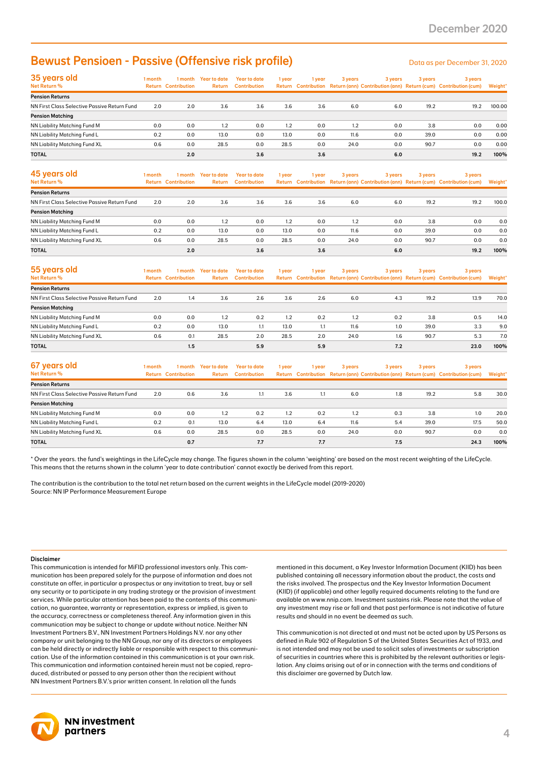# Bewust Pensioen - Passive (Offensive risk profile)

Data as per December 31, 2020

| 35 years old<br>Net Return % | 1 month Return | 1 month Contribution | Year to date Return | Year to date Contribution | 1 year Return | 1 year Contribution | 3 years Return (ann) | 3 years Contribution (ann) | 3 years Return (cum) | 3 years Contribution (cum) | Weight* |
|---|---|---|---|---|---|---|---|---|---|---|---|
| **Pension Returns** | | | | | | | | | | | |
| NN First Class Selective Passive Return Fund | 2.0 | 2.0 | 3.6 | 3.6 | 3.6 | 3.6 | 6.0 | 6.0 | 19.2 | 19.2 | 100.00 |
| **Pension Matching** | | | | | | | | | | | |
| NN Liability Matching Fund M | 0.0 | 0.0 | 1.2 | 0.0 | 1.2 | 0.0 | 1.2 | 0.0 | 3.8 | 0.0 | 0.00 |
| NN Liability Matching Fund L | 0.2 | 0.0 | 13.0 | 0.0 | 13.0 | 0.0 | 11.6 | 0.0 | 39.0 | 0.0 | 0.00 |
| NN Liability Matching Fund XL | 0.6 | 0.0 | 28.5 | 0.0 | 28.5 | 0.0 | 24.0 | 0.0 | 90.7 | 0.0 | 0.00 |
| **TOTAL** | | **2.0** | | **3.6** | | **3.6** | | **6.0** | | **19.2** | **100%** |

| 45 years old<br>Net Return % | 1 month Return | 1 month Contribution | Year to date Return | Year to date Contribution | 1 year Return | 1 year Contribution | 3 years Return (ann) | 3 years Contribution (ann) | 3 years Return (cum) | 3 years Contribution (cum) | Weight* |
|---|---|---|---|---|---|---|---|---|---|---|---|
| **Pension Returns** | | | | | | | | | | | |
| NN First Class Selective Passive Return Fund | 2.0 | 2.0 | 3.6 | 3.6 | 3.6 | 3.6 | 6.0 | 6.0 | 19.2 | 19.2 | 100.0 |
| **Pension Matching** | | | | | | | | | | | |
| NN Liability Matching Fund M | 0.0 | 0.0 | 1.2 | 0.0 | 1.2 | 0.0 | 1.2 | 0.0 | 3.8 | 0.0 | 0.0 |
| NN Liability Matching Fund L | 0.2 | 0.0 | 13.0 | 0.0 | 13.0 | 0.0 | 11.6 | 0.0 | 39.0 | 0.0 | 0.0 |
| NN Liability Matching Fund XL | 0.6 | 0.0 | 28.5 | 0.0 | 28.5 | 0.0 | 24.0 | 0.0 | 90.7 | 0.0 | 0.0 |
| **TOTAL** | | **2.0** | | **3.6** | | **3.6** | | **6.0** | | **19.2** | **100%** |

| 55 years old<br>Net Return % | 1 month Return | 1 month Contribution | Year to date Return | Year to date Contribution | 1 year Return | 1 year Contribution | 3 years Return (ann) | 3 years Contribution (ann) | 3 years Return (cum) | 3 years Contribution (cum) | Weight* |
|---|---|---|---|---|---|---|---|---|---|---|---|
| **Pension Returns** | | | | | | | | | | | |
| NN First Class Selective Passive Return Fund | 2.0 | 1.4 | 3.6 | 2.6 | 3.6 | 2.6 | 6.0 | 4.3 | 19.2 | 13.9 | 70.0 |
| **Pension Matching** | | | | | | | | | | | |
| NN Liability Matching Fund M | 0.0 | 0.0 | 1.2 | 0.2 | 1.2 | 0.2 | 1.2 | 0.2 | 3.8 | 0.5 | 14.0 |
| NN Liability Matching Fund L | 0.2 | 0.0 | 13.0 | 1.1 | 13.0 | 1.1 | 11.6 | 1.0 | 39.0 | 3.3 | 9.0 |
| NN Liability Matching Fund XL | 0.6 | 0.1 | 28.5 | 2.0 | 28.5 | 2.0 | 24.0 | 1.6 | 90.7 | 5.3 | 7.0 |
| **TOTAL** | | **1.5** | | **5.9** | | **5.9** | | **7.2** | | **23.0** | **100%** |

| 67 years old<br>Net Return % | 1 month Return | 1 month Contribution | Year to date Return | Year to date Contribution | 1 year Return | 1 year Contribution | 3 years Return (ann) | 3 years Contribution (ann) | 3 years Return (cum) | 3 years Contribution (cum) | Weight* |
|---|---|---|---|---|---|---|---|---|---|---|---|
| **Pension Returns** | | | | | | | | | | | |
| NN First Class Selective Passive Return Fund | 2.0 | 0.6 | 3.6 | 1.1 | 3.6 | 1.1 | 6.0 | 1.8 | 19.2 | 5.8 | 30.0 |
| **Pension Matching** | | | | | | | | | | | |
| NN Liability Matching Fund M | 0.0 | 0.0 | 1.2 | 0.2 | 1.2 | 0.2 | 1.2 | 0.3 | 3.8 | 1.0 | 20.0 |
| NN Liability Matching Fund L | 0.2 | 0.1 | 13.0 | 6.4 | 13.0 | 6.4 | 11.6 | 5.4 | 39.0 | 17.5 | 50.0 |
| NN Liability Matching Fund XL | 0.6 | 0.0 | 28.5 | 0.0 | 28.5 | 0.0 | 24.0 | 0.0 | 90.7 | 0.0 | 0.0 |
| **TOTAL** | | **0.7** | | **7.7** | | **7.7** | | **7.5** | | **24.3** | **100%** |

* Over the years. the fund's weightings in the LifeCycle may change. The figures shown in the column 'weighting' are based on the most recent weighting of the LifeCycle. This means that the returns shown in the column 'year to date contribution' cannot exactly be derived from this report.

The contribution is the contribution to the total net return based on the current weights in the LifeCycle model (2019-2020)
Source: NN IP Performance Measurement Europe

**Disclaimer**

This communication is intended for MiFID professional investors only. This communication has been prepared solely for the purpose of information and does not constitute an offer, in particular a prospectus or any invitation to treat, buy or sell any security or to participate in any trading strategy or the provision of investment services. While particular attention has been paid to the contents of this communication, no guarantee, warranty or representation, express or implied, is given to the accuracy, correctness or completeness thereof. Any information given in this communication may be subject to change or update without notice. Neither NN Investment Partners B.V., NN Investment Partners Holdings N.V. nor any other company or unit belonging to the NN Group, nor any of its directors or employees can be held directly or indirectly liable or responsible with respect to this communication. Use of the information contained in this communication is at your own risk. This communication and information contained herein must not be copied, reproduced, distributed or passed to any person other than the recipient without NN Investment Partners B.V.'s prior written consent. In relation all the funds mentioned in this document, a Key Investor Information Document (KIID) has been published containing all necessary information about the product, the costs and the risks involved. The prospectus and the Key Investor Information Document (KIID) (if applicable) and other legally required documents relating to the fund are available on www.nnip.com. Investment sustains risk. Please note that the value of any investment may rise or fall and that past performance is not indicative of future results and should in no event be deemed as such.

This communication is not directed at and must not be acted upon by US Persons as defined in Rule 902 of Regulation S of the United States Securities Act of 1933, and is not intended and may not be used to solicit sales of investments or subscription of securities in countries where this is prohibited by the relevant authorities or legislation. Any claims arising out of or in connection with the terms and conditions of this disclaimer are governed by Dutch law.

NN investment partners